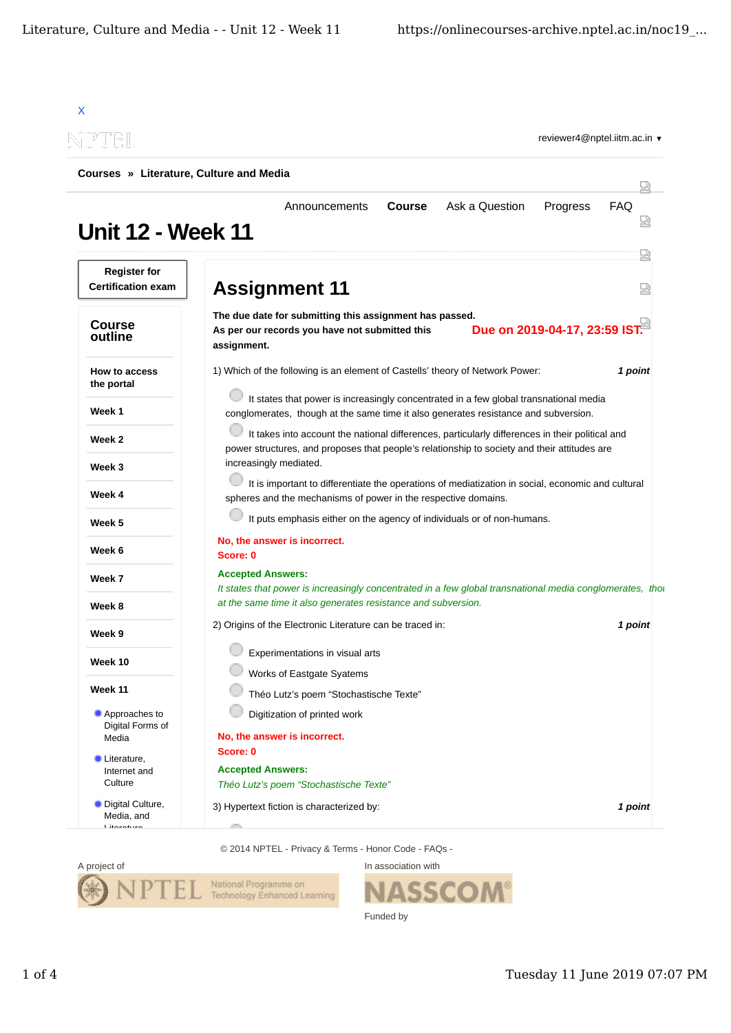X

reviewer4@nptel.iitm.ac.in ▾

**Courses** » **Literature, Culture and Media**

Announcements **Course** Ask a Question Progress FAQ

# Unit 12 - Week 11

**Register for Certification exam**

## Course outline

- **How to access the portal**
- **Week 1**
- **Week 2**
- **Week 3**
- **Week 4**
- **Week 5**
- **Week 6**
- **Week 7**
- **Week 8**
- **Week 9**
- **Week 10**
- **Week 11**
  - Approaches to Digital Forms of Media
  - Literature, Internet and Culture
  - Digital Culture, Media, and Literature

# Assignment 11

**The due date for submitting this assignment has passed.**
**As per our records you have not submitted this assignment.**

**Due on 2019-04-17, 23:59 IST.**

1) Which of the following is an element of Castells' theory of Network Power: ***1 point***

- It states that power is increasingly concentrated in a few global transnational media conglomerates, though at the same time it also generates resistance and subversion.
- It takes into account the national differences, particularly differences in their political and power structures, and proposes that people's relationship to society and their attitudes are increasingly mediated.
- It is important to differentiate the operations of mediatization in social, economic and cultural spheres and the mechanisms of power in the respective domains.
- It puts emphasis either on the agency of individuals or of non-humans.

**No, the answer is incorrect.**
**Score: 0**

**Accepted Answers:**
*It states that power is increasingly concentrated in a few global transnational media conglomerates, thou at the same time it also generates resistance and subversion.*

2) Origins of the Electronic Literature can be traced in: ***1 point***

- Experimentations in visual arts
- Works of Eastgate Syatems
- Théo Lutz's poem "Stochastische Texte"
- Digitization of printed work

**No, the answer is incorrect.**
**Score: 0**

**Accepted Answers:**
*Théo Lutz's poem "Stochastische Texte"*

3) Hypertext fiction is characterized by: ***1 point***

© 2014 NPTEL - Privacy & Terms - Honor Code - FAQs -

A project of

In association with

Funded by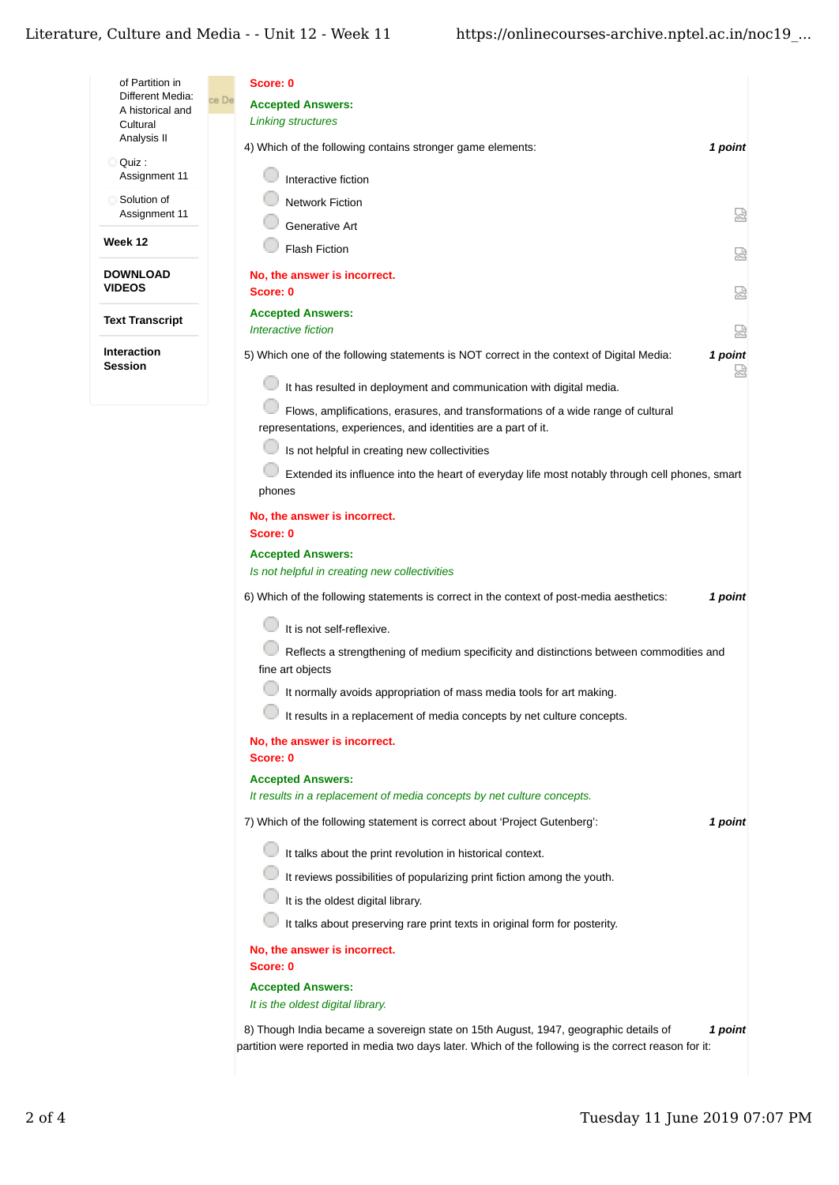of Partition in Different Media: A historical and Cultural Analysis II

Quiz : Assignment 11

Solution of Assignment 11

**Week 12**

**DOWNLOAD VIDEOS**

**Text Transcript**

**Interaction Session**

**Score: 0**

**Accepted Answers:**

*Linking structures*

4) Which of the following contains stronger game elements: ***1 point***

- Interactive fiction
- Network Fiction
- Generative Art
- Flash Fiction

**No, the answer is incorrect.**
**Score: 0**

**Accepted Answers:**

*Interactive fiction*

5) Which one of the following statements is NOT correct in the context of Digital Media: ***1 point***

- It has resulted in deployment and communication with digital media.
- Flows, amplifications, erasures, and transformations of a wide range of cultural representations, experiences, and identities are a part of it.
- Is not helpful in creating new collectivities
- Extended its influence into the heart of everyday life most notably through cell phones, smart phones

**No, the answer is incorrect.**
**Score: 0**

**Accepted Answers:**

*Is not helpful in creating new collectivities*

6) Which of the following statements is correct in the context of post-media aesthetics: ***1 point***

- It is not self-reflexive.
- Reflects a strengthening of medium specificity and distinctions between commodities and fine art objects
- It normally avoids appropriation of mass media tools for art making.
- It results in a replacement of media concepts by net culture concepts.

**No, the answer is incorrect.**
**Score: 0**

**Accepted Answers:**

*It results in a replacement of media concepts by net culture concepts.*

7) Which of the following statement is correct about 'Project Gutenberg': ***1 point***

- It talks about the print revolution in historical context.
- It reviews possibilities of popularizing print fiction among the youth.
- It is the oldest digital library.
- It talks about preserving rare print texts in original form for posterity.

**No, the answer is incorrect.**
**Score: 0**

**Accepted Answers:**

*It is the oldest digital library.*

8) Though India became a sovereign state on 15th August, 1947, geographic details of partition were reported in media two days later. Which of the following is the correct reason for it: ***1 point***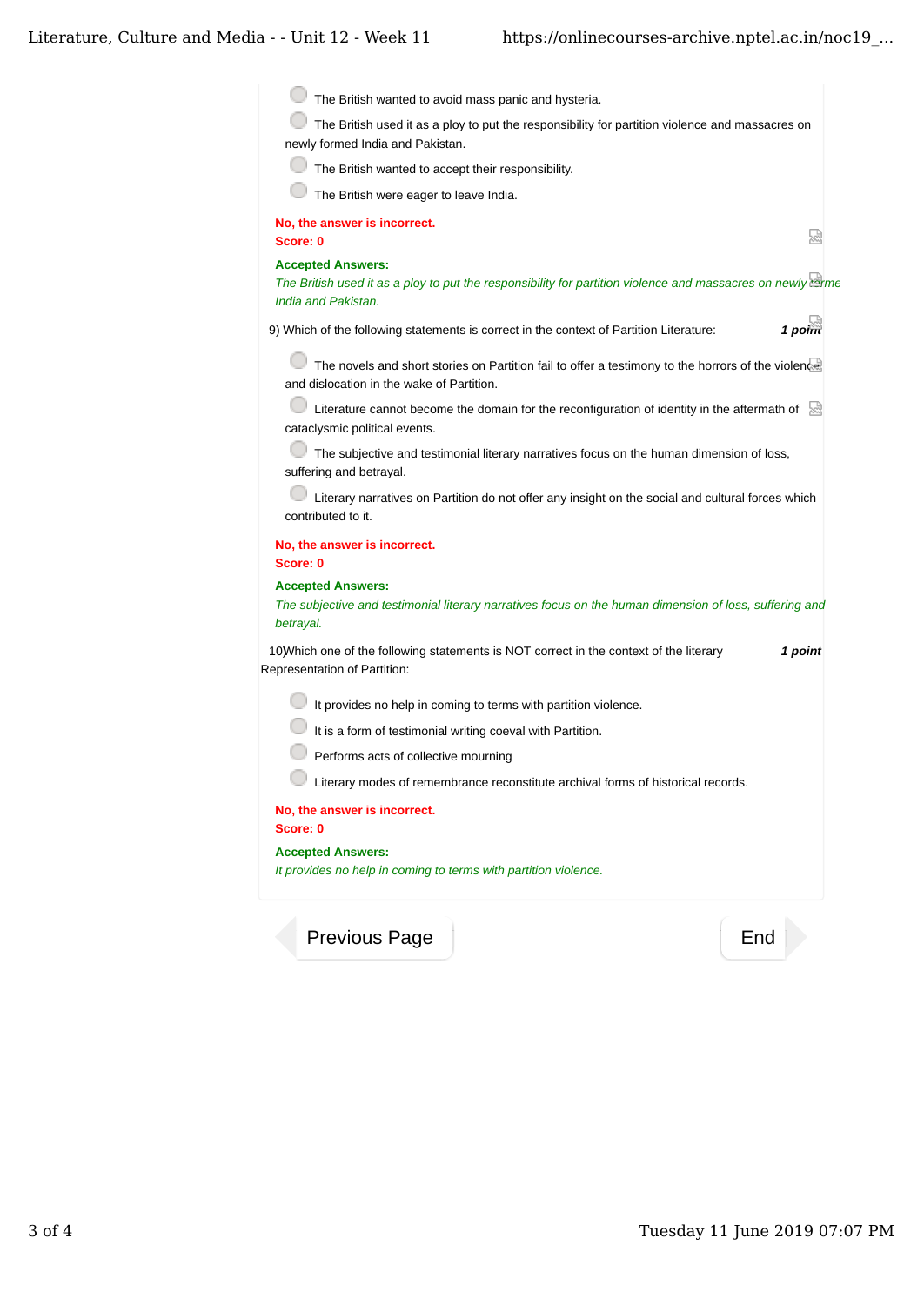- The British wanted to avoid mass panic and hysteria.
- The British used it as a ploy to put the responsibility for partition violence and massacres on newly formed India and Pakistan.
- The British wanted to accept their responsibility.
- The British were eager to leave India.

**No, the answer is incorrect.**
**Score: 0**

**Accepted Answers:**
*The British used it as a ploy to put the responsibility for partition violence and massacres on newly formed India and Pakistan.*

9) Which of the following statements is correct in the context of Partition Literature: ***1 point***

- The novels and short stories on Partition fail to offer a testimony to the horrors of the violence and dislocation in the wake of Partition.
- Literature cannot become the domain for the reconfiguration of identity in the aftermath of cataclysmic political events.
- The subjective and testimonial literary narratives focus on the human dimension of loss, suffering and betrayal.
- Literary narratives on Partition do not offer any insight on the social and cultural forces which contributed to it.

**No, the answer is incorrect.**
**Score: 0**

**Accepted Answers:**
*The subjective and testimonial literary narratives focus on the human dimension of loss, suffering and betrayal.*

10) Which one of the following statements is NOT correct in the context of the literary Representation of Partition: ***1 point***

- It provides no help in coming to terms with partition violence.
- It is a form of testimonial writing coeval with Partition.
- Performs acts of collective mourning
- Literary modes of remembrance reconstitute archival forms of historical records.

**No, the answer is incorrect.**
**Score: 0**

**Accepted Answers:**
*It provides no help in coming to terms with partition violence.*

Previous Page | End